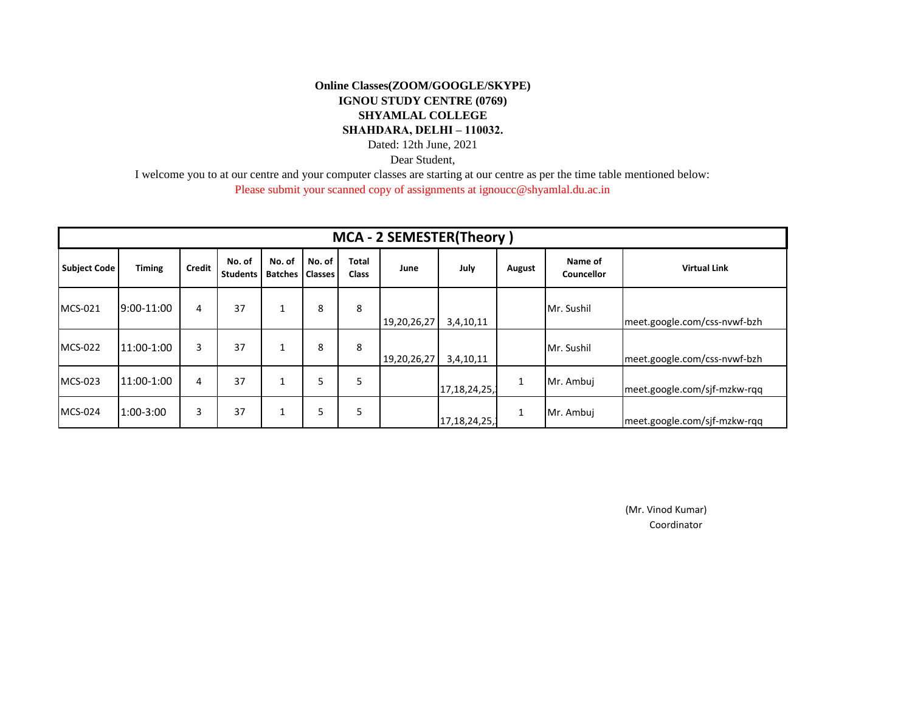**Online Classes(ZOOM/GOOGLE/SKYPE)**
**IGNOU STUDY CENTRE (0769)**
**SHYAMLAL COLLEGE**
**SHAHDARA, DELHI – 110032.**

Dated: 12th June, 2021

Dear Student,

I welcome you to at our centre and your computer classes are starting at our centre as per the time table mentioned below:

Please submit your scanned copy of assignments at ignoucc@shyamlal.du.ac.in

| MCA - 2 SEMESTER(Theory ) | | | | | | | | | | | |
|---|---|---|---|---|---|---|---|---|---|---|---|
| **Subject Code** | **Timing** | **Credit** | **No. of Students** | **No. of Batches** | **No. of Classes** | **Total Class** | **June** | **July** | **August** | **Name of Councellor** | **Virtual Link** |
| MCS-021 | 9:00-11:00 | 4 | 37 | 1 | 8 | 8 | 19,20,26,27 | 3,4,10,11 | | Mr. Sushil | meet.google.com/css-nvwf-bzh |
| MCS-022 | 11:00-1:00 | 3 | 37 | 1 | 8 | 8 | 19,20,26,27 | 3,4,10,11 | | Mr. Sushil | meet.google.com/css-nvwf-bzh |
| MCS-023 | 11:00-1:00 | 4 | 37 | 1 | 5 | 5 | | 17,18,24,25, | 1 | Mr. Ambuj | meet.google.com/sjf-mzkw-rqq |
| MCS-024 | 1:00-3:00 | 3 | 37 | 1 | 5 | 5 | | 17,18,24,25, | 1 | Mr. Ambuj | meet.google.com/sjf-mzkw-rqq |

(Mr. Vinod Kumar)
Coordinator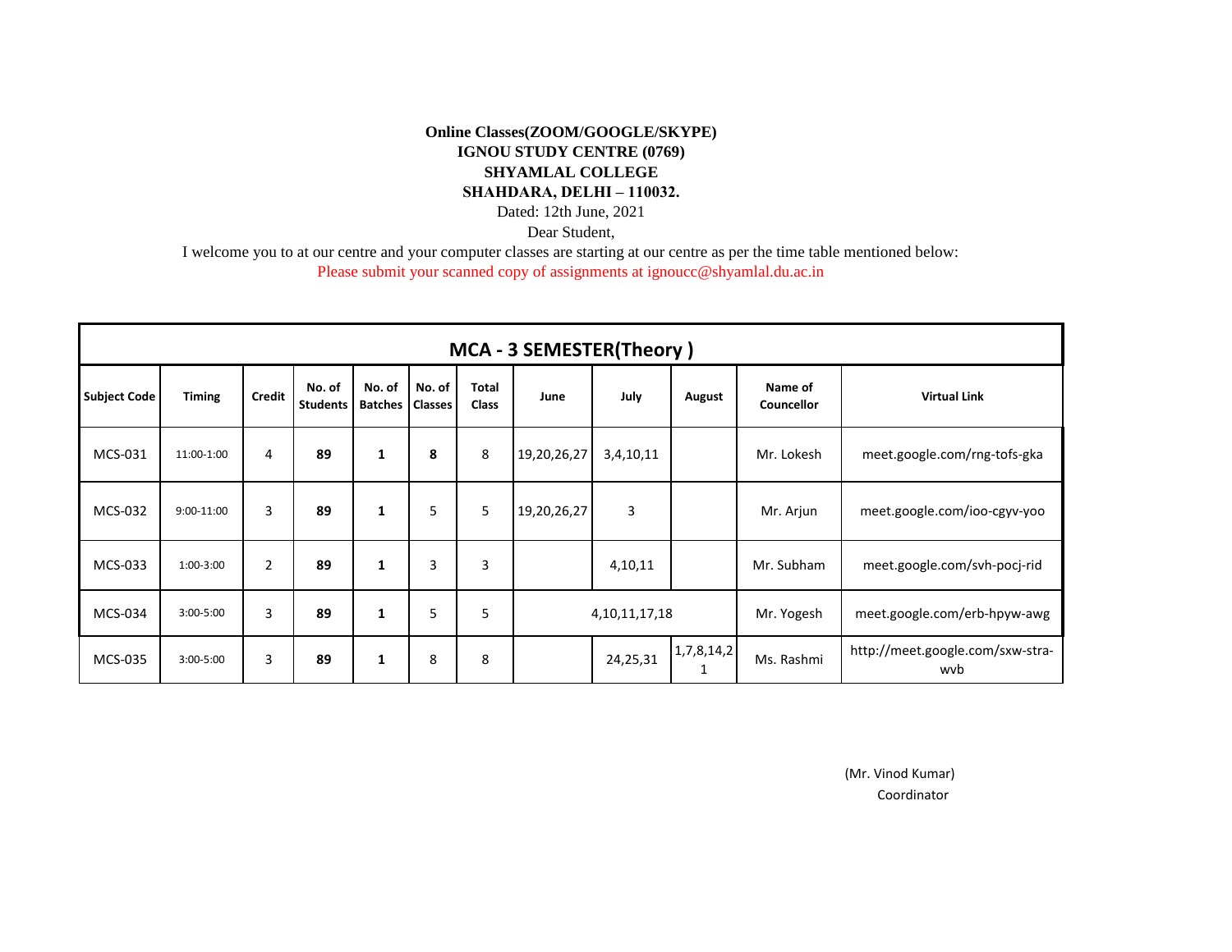**Online Classes(ZOOM/GOOGLE/SKYPE)**
**IGNOU STUDY CENTRE (0769)**
**SHYAMLAL COLLEGE**
**SHAHDARA, DELHI – 110032.**

Dated: 12th June, 2021

Dear Student,

I welcome you to at our centre and your computer classes are starting at our centre as per the time table mentioned below:

Please submit your scanned copy of assignments at ignoucc@shyamlal.du.ac.in

| MCA - 3 SEMESTER(Theory ) | | | | | | | | | | | |
|---|---|---|---|---|---|---|---|---|---|---|---|
| **Subject Code** | **Timing** | **Credit** | **No. of Students** | **No. of Batches** | **No. of Classes** | **Total Class** | **June** | **July** | **August** | **Name of Councellor** | **Virtual Link** |
| MCS-031 | 11:00-1:00 | 4 | **89** | **1** | **8** | 8 | 19,20,26,27 | 3,4,10,11 | | Mr. Lokesh | meet.google.com/rng-tofs-gka |
| MCS-032 | 9:00-11:00 | 3 | **89** | **1** | 5 | 5 | 19,20,26,27 | 3 | | Mr. Arjun | meet.google.com/ioo-cgyv-yoo |
| MCS-033 | 1:00-3:00 | 2 | **89** | **1** | 3 | 3 | | 4,10,11 | | Mr. Subham | meet.google.com/svh-pocj-rid |
| MCS-034 | 3:00-5:00 | 3 | **89** | **1** | 5 | 5 | 4,10,11,17,18 | | | Mr. Yogesh | meet.google.com/erb-hpyw-awg |
| MCS-035 | 3:00-5:00 | 3 | **89** | **1** | 8 | 8 | | 24,25,31 | 1,7,8,14,21 | Ms. Rashmi | http://meet.google.com/sxw-stra-wvb |

(Mr. Vinod Kumar)
Coordinator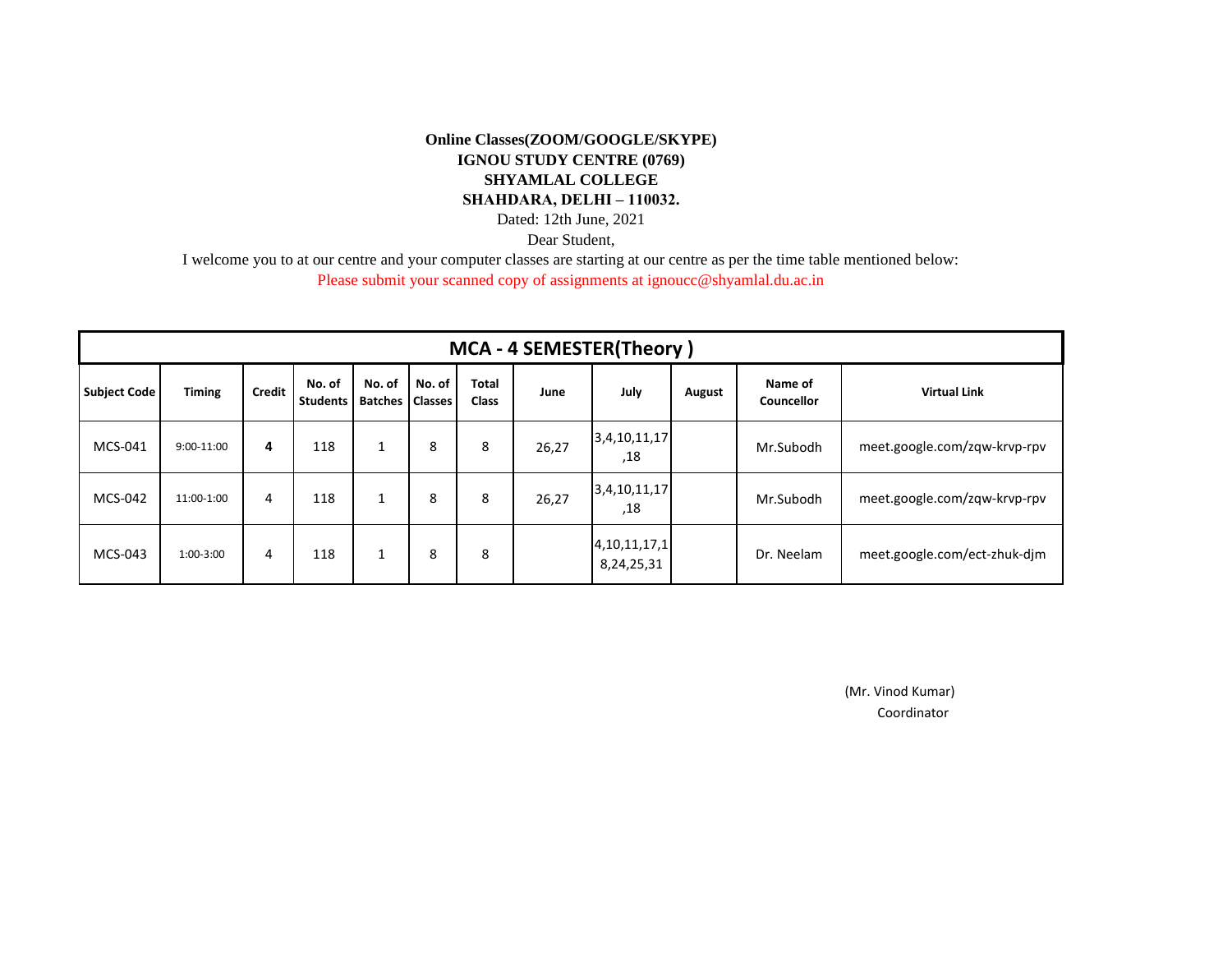**Online Classes(ZOOM/GOOGLE/SKYPE)**
**IGNOU STUDY CENTRE (0769)**
**SHYAMLAL COLLEGE**
**SHAHDARA, DELHI – 110032.**

Dated: 12th June, 2021

Dear Student,

I welcome you to at our centre and your computer classes are starting at our centre as per the time table mentioned below:

Please submit your scanned copy of assignments at ignoucc@shyamlal.du.ac.in

**MCA - 4 SEMESTER(Theory )**

| Subject Code | Timing | Credit | No. of Students | No. of Batches | No. of Classes | Total Class | June | July | August | Name of Councellor | Virtual Link |
|---|---|---|---|---|---|---|---|---|---|---|---|
| MCS-041 | 9:00-11:00 | **4** | 118 | 1 | 8 | 8 | 26,27 | 3,4,10,11,17,18 | | Mr.Subodh | meet.google.com/zqw-krvp-rpv |
| MCS-042 | 11:00-1:00 | 4 | 118 | 1 | 8 | 8 | 26,27 | 3,4,10,11,17,18 | | Mr.Subodh | meet.google.com/zqw-krvp-rpv |
| MCS-043 | 1:00-3:00 | 4 | 118 | 1 | 8 | 8 | | 4,10,11,17,18,24,25,31 | | Dr. Neelam | meet.google.com/ect-zhuk-djm |

(Mr. Vinod Kumar)
Coordinator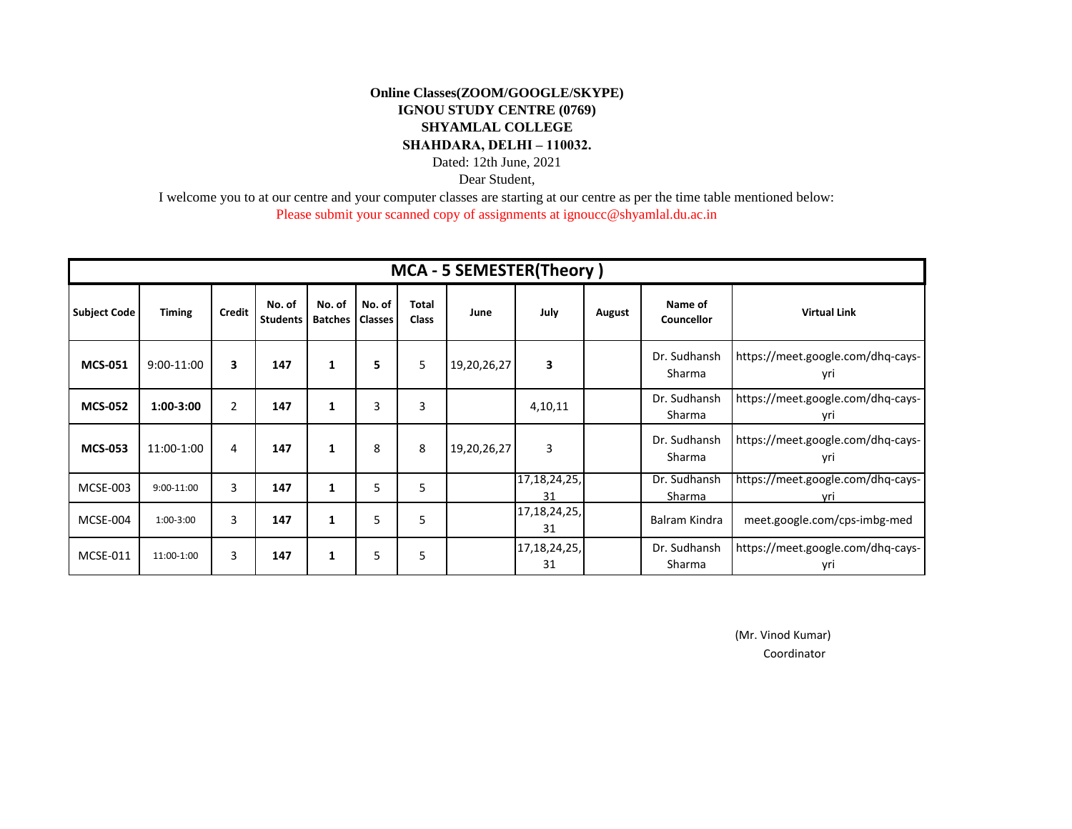**Online Classes(ZOOM/GOOGLE/SKYPE)**
**IGNOU STUDY CENTRE (0769)**
**SHYAMLAL COLLEGE**
**SHAHDARA, DELHI – 110032.**

Dated: 12th June, 2021

Dear Student,

I welcome you to at our centre and your computer classes are starting at our centre as per the time table mentioned below:

Please submit your scanned copy of assignments at ignoucc@shyamlal.du.ac.in

| MCA - 5 SEMESTER(Theory ) | | | | | | | | | | | |
|---|---|---|---|---|---|---|---|---|---|---|---|
| **Subject Code** | **Timing** | **Credit** | **No. of Students** | **No. of Batches** | **No. of Classes** | **Total Class** | **June** | **July** | **August** | **Name of Councellor** | **Virtual Link** |
| **MCS-051** | 9:00-11:00 | **3** | **147** | **1** | **5** | 5 | 19,20,26,27 | **3** | | Dr. Sudhansh Sharma | https://meet.google.com/dhq-cays-yri |
| **MCS-052** | **1:00-3:00** | 2 | **147** | **1** | 3 | 3 | | 4,10,11 | | Dr. Sudhansh Sharma | https://meet.google.com/dhq-cays-yri |
| **MCS-053** | 11:00-1:00 | 4 | **147** | **1** | 8 | 8 | 19,20,26,27 | 3 | | Dr. Sudhansh Sharma | https://meet.google.com/dhq-cays-yri |
| MCSE-003 | 9:00-11:00 | 3 | **147** | **1** | 5 | 5 | | 17,18,24,25,31 | | Dr. Sudhansh Sharma | https://meet.google.com/dhq-cays-yri |
| MCSE-004 | 1:00-3:00 | 3 | **147** | **1** | 5 | 5 | | 17,18,24,25,31 | | Balram Kindra | meet.google.com/cps-imbg-med |
| MCSE-011 | 11:00-1:00 | 3 | **147** | **1** | 5 | 5 | | 17,18,24,25,31 | | Dr. Sudhansh Sharma | https://meet.google.com/dhq-cays-yri |

(Mr. Vinod Kumar)
Coordinator